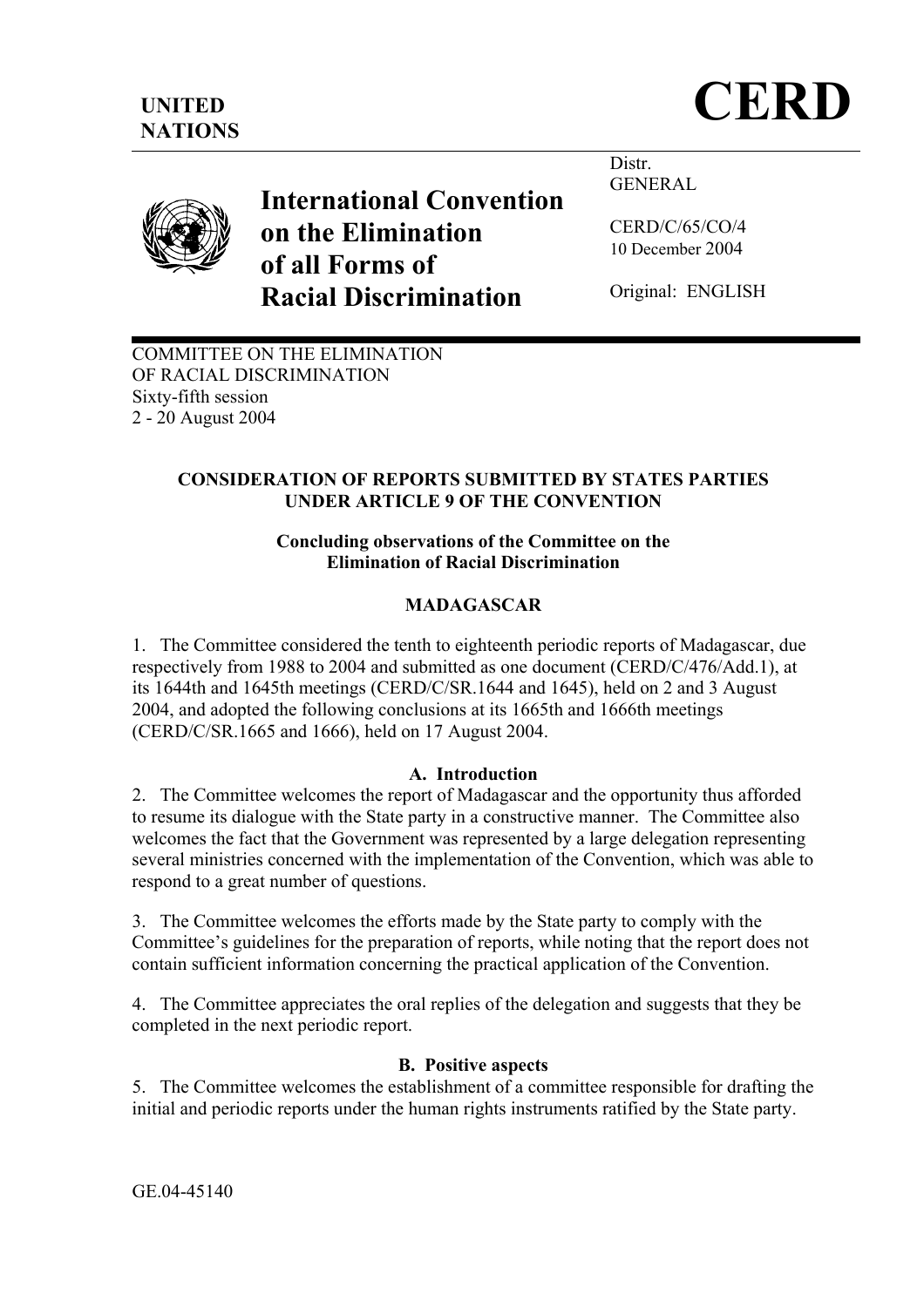UNITED NATIONS

# CERD

# International Convention on the Elimination of all Forms of Racial Discrimination

Distr.
GENERAL

CERD/C/65/CO/4
10 December 2004

Original: ENGLISH

COMMITTEE ON THE ELIMINATION
OF RACIAL DISCRIMINATION
Sixty-fifth session
2 - 20 August 2004

**CONSIDERATION OF REPORTS SUBMITTED BY STATES PARTIES UNDER ARTICLE 9 OF THE CONVENTION**

**Concluding observations of the Committee on the Elimination of Racial Discrimination**

**MADAGASCAR**

1. The Committee considered the tenth to eighteenth periodic reports of Madagascar, due respectively from 1988 to 2004 and submitted as one document (CERD/C/476/Add.1), at its 1644th and 1645th meetings (CERD/C/SR.1644 and 1645), held on 2 and 3 August 2004, and adopted the following conclusions at its 1665th and 1666th meetings (CERD/C/SR.1665 and 1666), held on 17 August 2004.

## A. Introduction

2. The Committee welcomes the report of Madagascar and the opportunity thus afforded to resume its dialogue with the State party in a constructive manner. The Committee also welcomes the fact that the Government was represented by a large delegation representing several ministries concerned with the implementation of the Convention, which was able to respond to a great number of questions.

3. The Committee welcomes the efforts made by the State party to comply with the Committee's guidelines for the preparation of reports, while noting that the report does not contain sufficient information concerning the practical application of the Convention.

4. The Committee appreciates the oral replies of the delegation and suggests that they be completed in the next periodic report.

## B. Positive aspects

5. The Committee welcomes the establishment of a committee responsible for drafting the initial and periodic reports under the human rights instruments ratified by the State party.

GE.04-45140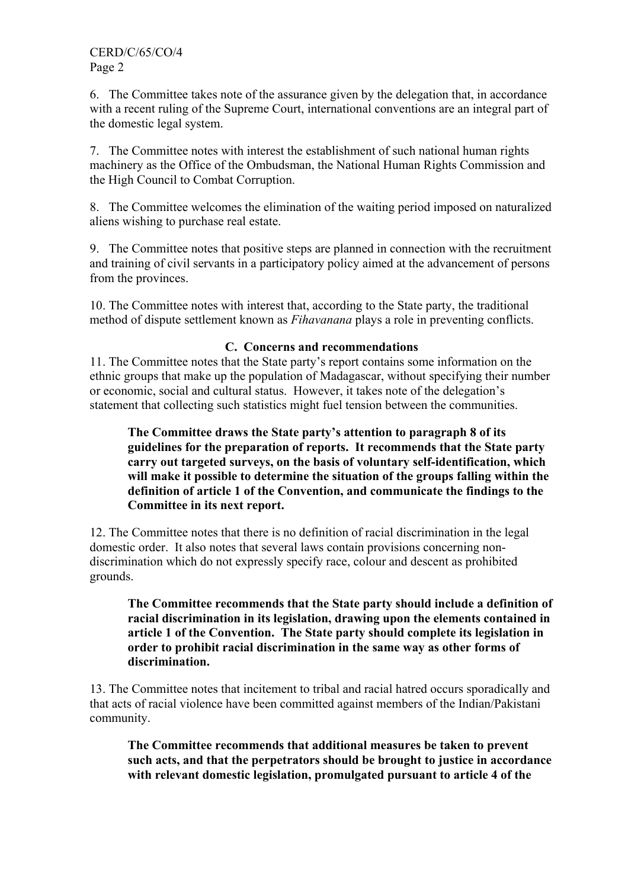6. The Committee takes note of the assurance given by the delegation that, in accordance with a recent ruling of the Supreme Court, international conventions are an integral part of the domestic legal system.

7. The Committee notes with interest the establishment of such national human rights machinery as the Office of the Ombudsman, the National Human Rights Commission and the High Council to Combat Corruption.

8. The Committee welcomes the elimination of the waiting period imposed on naturalized aliens wishing to purchase real estate.

9. The Committee notes that positive steps are planned in connection with the recruitment and training of civil servants in a participatory policy aimed at the advancement of persons from the provinces.

10. The Committee notes with interest that, according to the State party, the traditional method of dispute settlement known as *Fihavanana* plays a role in preventing conflicts.

### C. Concerns and recommendations

11. The Committee notes that the State party's report contains some information on the ethnic groups that make up the population of Madagascar, without specifying their number or economic, social and cultural status. However, it takes note of the delegation's statement that collecting such statistics might fuel tension between the communities.

> **The Committee draws the State party's attention to paragraph 8 of its guidelines for the preparation of reports. It recommends that the State party carry out targeted surveys, on the basis of voluntary self-identification, which will make it possible to determine the situation of the groups falling within the definition of article 1 of the Convention, and communicate the findings to the Committee in its next report.**

12. The Committee notes that there is no definition of racial discrimination in the legal domestic order. It also notes that several laws contain provisions concerning non-discrimination which do not expressly specify race, colour and descent as prohibited grounds.

> **The Committee recommends that the State party should include a definition of racial discrimination in its legislation, drawing upon the elements contained in article 1 of the Convention. The State party should complete its legislation in order to prohibit racial discrimination in the same way as other forms of discrimination.**

13. The Committee notes that incitement to tribal and racial hatred occurs sporadically and that acts of racial violence have been committed against members of the Indian/Pakistani community.

> **The Committee recommends that additional measures be taken to prevent such acts, and that the perpetrators should be brought to justice in accordance with relevant domestic legislation, promulgated pursuant to article 4 of the**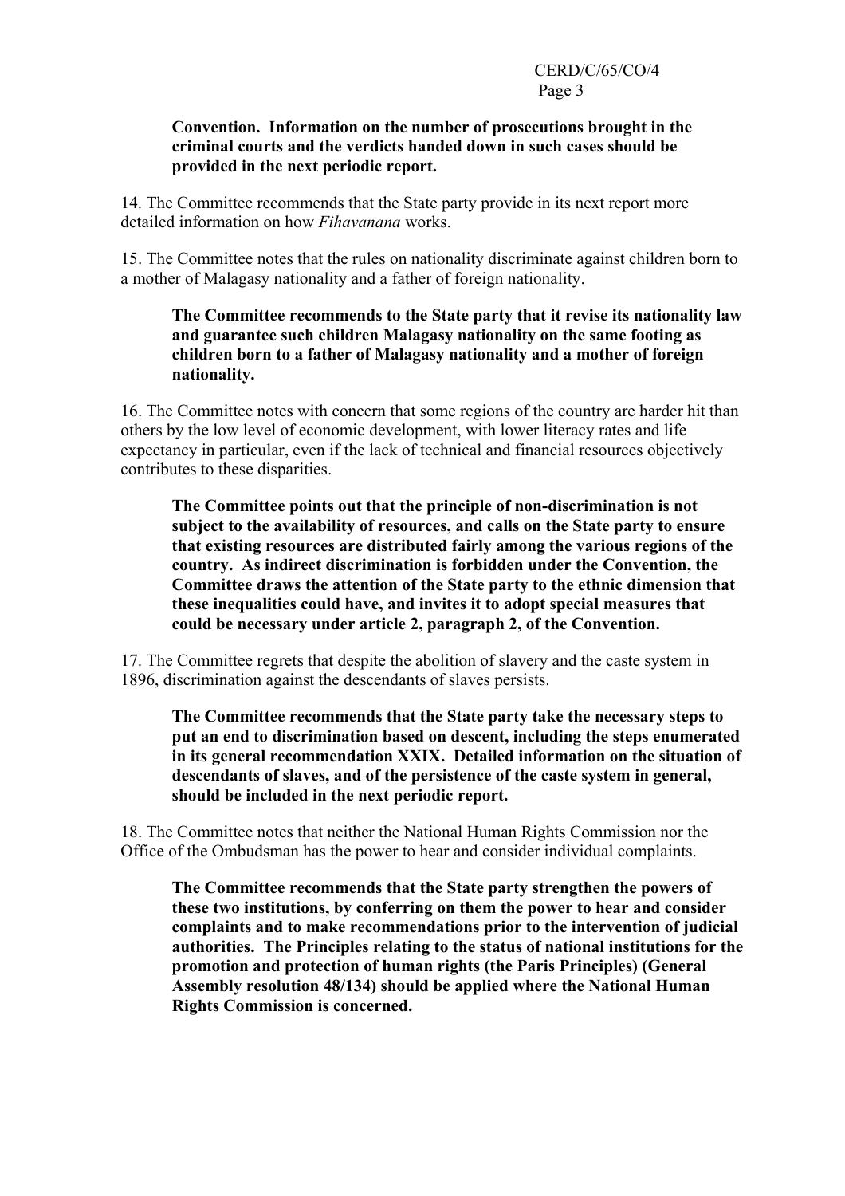**Convention. Information on the number of prosecutions brought in the criminal courts and the verdicts handed down in such cases should be provided in the next periodic report.**

14. The Committee recommends that the State party provide in its next report more detailed information on how *Fihavanana* works.

15. The Committee notes that the rules on nationality discriminate against children born to a mother of Malagasy nationality and a father of foreign nationality.

> **The Committee recommends to the State party that it revise its nationality law and guarantee such children Malagasy nationality on the same footing as children born to a father of Malagasy nationality and a mother of foreign nationality.**

16. The Committee notes with concern that some regions of the country are harder hit than others by the low level of economic development, with lower literacy rates and life expectancy in particular, even if the lack of technical and financial resources objectively contributes to these disparities.

> **The Committee points out that the principle of non-discrimination is not subject to the availability of resources, and calls on the State party to ensure that existing resources are distributed fairly among the various regions of the country. As indirect discrimination is forbidden under the Convention, the Committee draws the attention of the State party to the ethnic dimension that these inequalities could have, and invites it to adopt special measures that could be necessary under article 2, paragraph 2, of the Convention.**

17. The Committee regrets that despite the abolition of slavery and the caste system in 1896, discrimination against the descendants of slaves persists.

> **The Committee recommends that the State party take the necessary steps to put an end to discrimination based on descent, including the steps enumerated in its general recommendation XXIX. Detailed information on the situation of descendants of slaves, and of the persistence of the caste system in general, should be included in the next periodic report.**

18. The Committee notes that neither the National Human Rights Commission nor the Office of the Ombudsman has the power to hear and consider individual complaints.

> **The Committee recommends that the State party strengthen the powers of these two institutions, by conferring on them the power to hear and consider complaints and to make recommendations prior to the intervention of judicial authorities. The Principles relating to the status of national institutions for the promotion and protection of human rights (the Paris Principles) (General Assembly resolution 48/134) should be applied where the National Human Rights Commission is concerned.**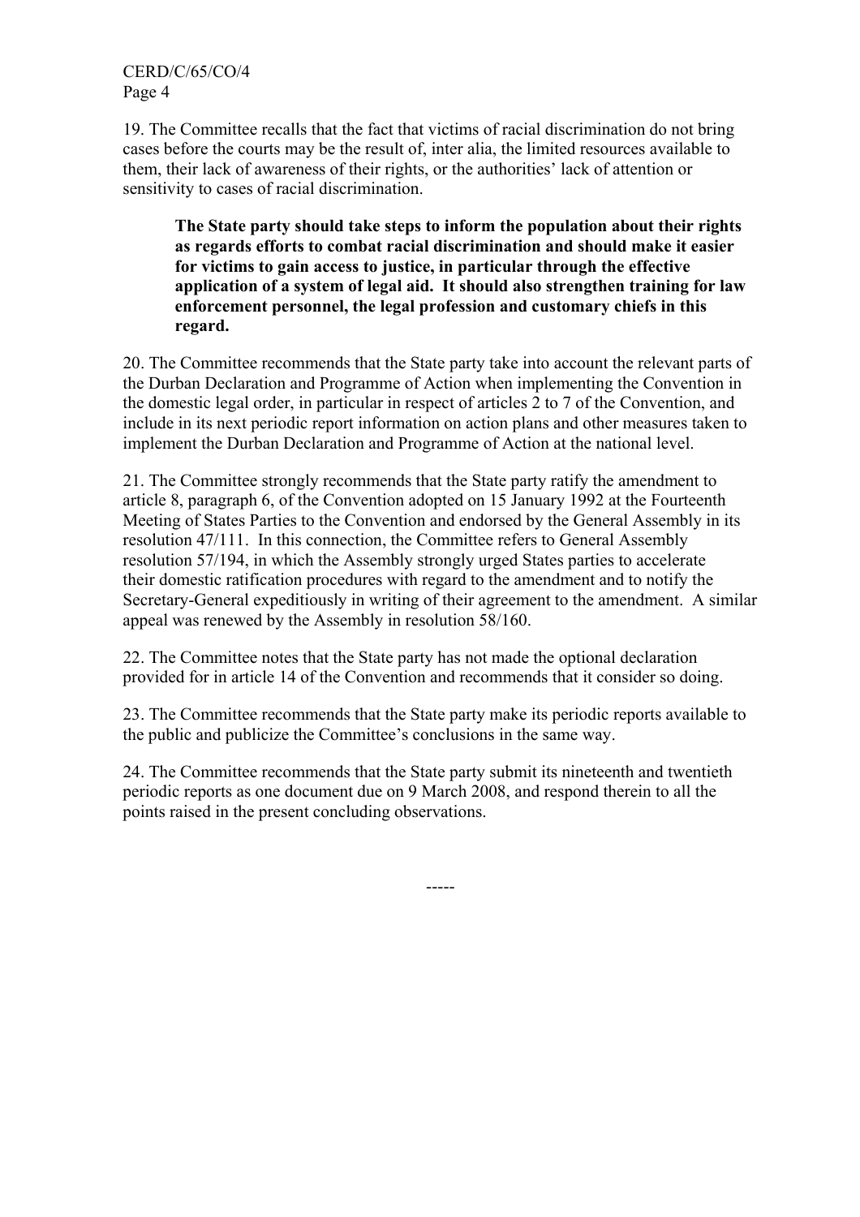19. The Committee recalls that the fact that victims of racial discrimination do not bring cases before the courts may be the result of, inter alia, the limited resources available to them, their lack of awareness of their rights, or the authorities' lack of attention or sensitivity to cases of racial discrimination.

> **The State party should take steps to inform the population about their rights as regards efforts to combat racial discrimination and should make it easier for victims to gain access to justice, in particular through the effective application of a system of legal aid. It should also strengthen training for law enforcement personnel, the legal profession and customary chiefs in this regard.**

20. The Committee recommends that the State party take into account the relevant parts of the Durban Declaration and Programme of Action when implementing the Convention in the domestic legal order, in particular in respect of articles 2 to 7 of the Convention, and include in its next periodic report information on action plans and other measures taken to implement the Durban Declaration and Programme of Action at the national level.

21. The Committee strongly recommends that the State party ratify the amendment to article 8, paragraph 6, of the Convention adopted on 15 January 1992 at the Fourteenth Meeting of States Parties to the Convention and endorsed by the General Assembly in its resolution 47/111. In this connection, the Committee refers to General Assembly resolution 57/194, in which the Assembly strongly urged States parties to accelerate their domestic ratification procedures with regard to the amendment and to notify the Secretary-General expeditiously in writing of their agreement to the amendment. A similar appeal was renewed by the Assembly in resolution 58/160.

22. The Committee notes that the State party has not made the optional declaration provided for in article 14 of the Convention and recommends that it consider so doing.

23. The Committee recommends that the State party make its periodic reports available to the public and publicize the Committee's conclusions in the same way.

24. The Committee recommends that the State party submit its nineteenth and twentieth periodic reports as one document due on 9 March 2008, and respond therein to all the points raised in the present concluding observations.

-----